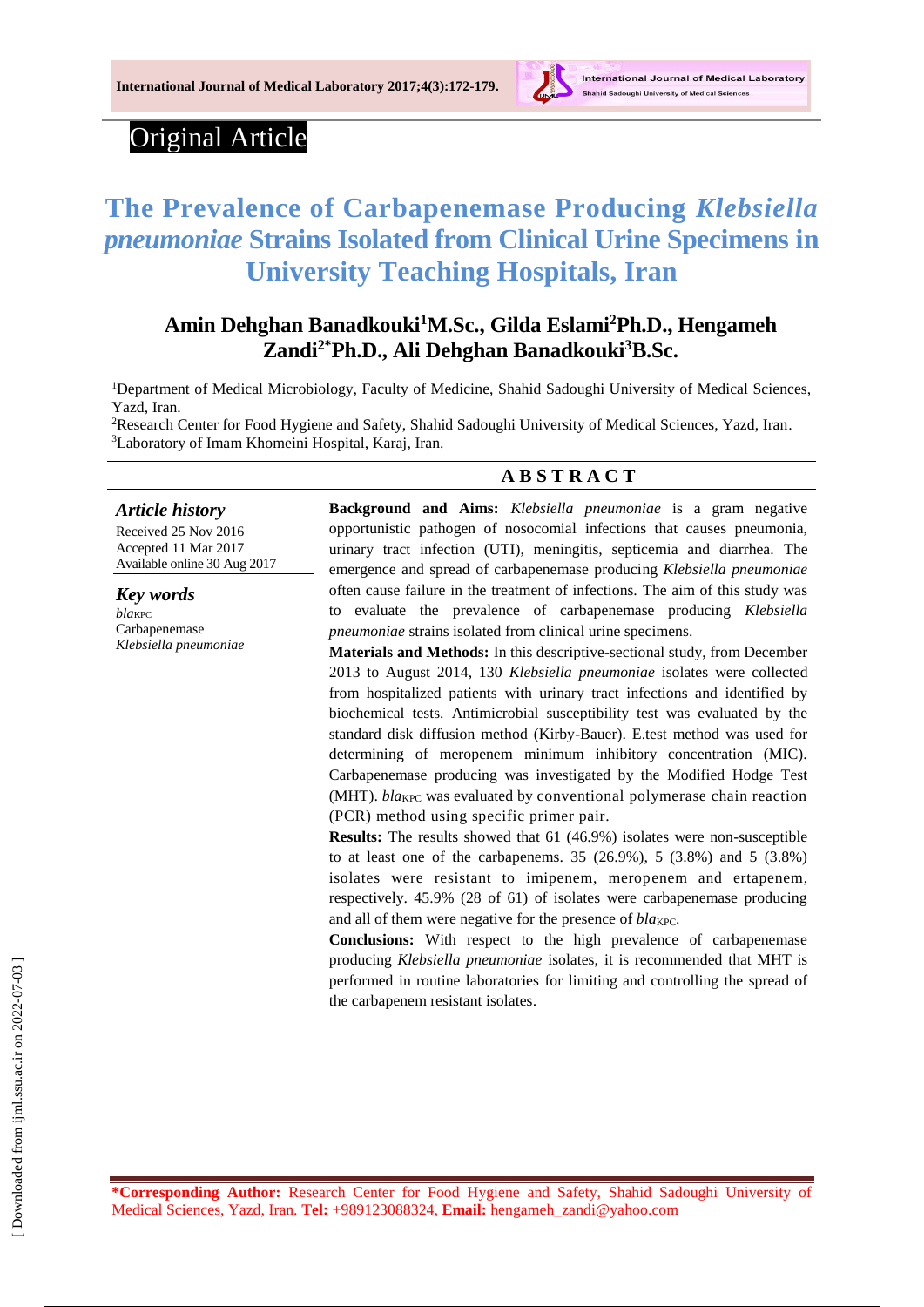Original Article

# The Prevalence of Carbapenemase Producing *Klebsiella pneumoniae* Strains Isolated from Clinical Urine Specimens in University Teaching Hospitals, Iran

**Amin Dehghan Banadkouki[1]M.Sc., Gilda Eslami[2]Ph.D., Hengameh Zandi[2*]Ph.D., Ali Dehghan Banadkouki[3]B.Sc.**

[1]Department of Medical Microbiology, Faculty of Medicine, Shahid Sadoughi University of Medical Sciences, Yazd, Iran.
[2]Research Center for Food Hygiene and Safety, Shahid Sadoughi University of Medical Sciences, Yazd, Iran.
[3]Laboratory of Imam Khomeini Hospital, Karaj, Iran.

***Article history***
Received 25 Nov 2016
Accepted 11 Mar 2017
Available online 30 Aug 2017

***Key words***
*bla*KPC
Carbapenemase
*Klebsiella pneumoniae*

## ABSTRACT

**Background and Aims:** *Klebsiella pneumoniae* is a gram negative opportunistic pathogen of nosocomial infections that causes pneumonia, urinary tract infection (UTI), meningitis, septicemia and diarrhea. The emergence and spread of carbapenemase producing *Klebsiella pneumoniae* often cause failure in the treatment of infections. The aim of this study was to evaluate the prevalence of carbapenemase producing *Klebsiella pneumoniae* strains isolated from clinical urine specimens.

**Materials and Methods:** In this descriptive-sectional study, from December 2013 to August 2014, 130 *Klebsiella pneumoniae* isolates were collected from hospitalized patients with urinary tract infections and identified by biochemical tests. Antimicrobial susceptibility test was evaluated by the standard disk diffusion method (Kirby-Bauer). E.test method was used for determining of meropenem minimum inhibitory concentration (MIC). Carbapenemase producing was investigated by the Modified Hodge Test (MHT). *bla*KPC was evaluated by conventional polymerase chain reaction (PCR) method using specific primer pair.

**Results:** The results showed that 61 (46.9%) isolates were non-susceptible to at least one of the carbapenems. 35 (26.9%), 5 (3.8%) and 5 (3.8%) isolates were resistant to imipenem, meropenem and ertapenem, respectively. 45.9% (28 of 61) of isolates were carbapenemase producing and all of them were negative for the presence of *bla*KPC.

**Conclusions:** With respect to the high prevalence of carbapenemase producing *Klebsiella pneumoniae* isolates, it is recommended that MHT is performed in routine laboratories for limiting and controlling the spread of the carbapenem resistant isolates.

**\*Corresponding Author:** Research Center for Food Hygiene and Safety, Shahid Sadoughi University of Medical Sciences, Yazd, Iran. **Tel:** +989123088324, **Email:** hengameh_zandi@yahoo.com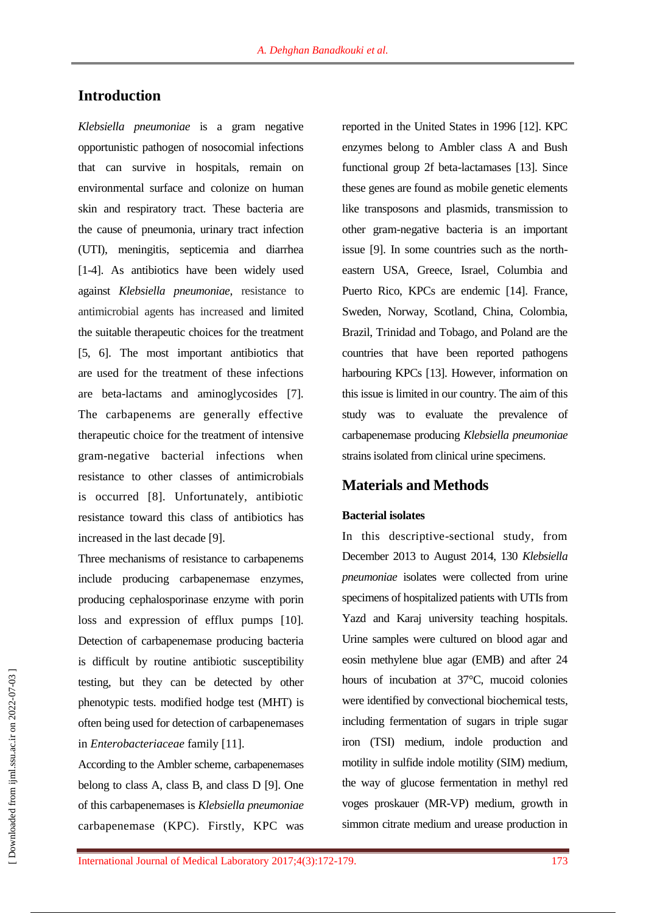## Introduction

*Klebsiella pneumoniae* is a gram negative opportunistic pathogen of nosocomial infections that can survive in hospitals, remain on environmental surface and colonize on human skin and respiratory tract. These bacteria are the cause of pneumonia, urinary tract infection (UTI), meningitis, septicemia and diarrhea [1-4]. As antibiotics have been widely used against *Klebsiella pneumoniae*, resistance to antimicrobial agents has increased and limited the suitable therapeutic choices for the treatment [5, 6]. The most important antibiotics that are used for the treatment of these infections are beta-lactams and aminoglycosides [7]. The carbapenems are generally effective therapeutic choice for the treatment of intensive gram-negative bacterial infections when resistance to other classes of antimicrobials is occurred [8]. Unfortunately, antibiotic resistance toward this class of antibiotics has increased in the last decade [9].

Three mechanisms of resistance to carbapenems include producing carbapenemase enzymes, producing cephalosporinase enzyme with porin loss and expression of efflux pumps [10]. Detection of carbapenemase producing bacteria is difficult by routine antibiotic susceptibility testing, but they can be detected by other phenotypic tests. modified hodge test (MHT) is often being used for detection of carbapenemases in *Enterobacteriaceae* family [11].

According to the Ambler scheme, carbapenemases belong to class A, class B, and class D [9]. One of this carbapenemases is *Klebsiella pneumoniae* carbapenemase (KPC). Firstly, KPC was reported in the United States in 1996 [12]. KPC enzymes belong to Ambler class A and Bush functional group 2f beta-lactamases [13]. Since these genes are found as mobile genetic elements like transposons and plasmids, transmission to other gram-negative bacteria is an important issue [9]. In some countries such as the north-eastern USA, Greece, Israel, Columbia and Puerto Rico, KPCs are endemic [14]. France, Sweden, Norway, Scotland, China, Colombia, Brazil, Trinidad and Tobago, and Poland are the countries that have been reported pathogens harbouring KPCs [13]. However, information on this issue is limited in our country. The aim of this study was to evaluate the prevalence of carbapenemase producing *Klebsiella pneumoniae* strains isolated from clinical urine specimens.

## Materials and Methods

### Bacterial isolates

In this descriptive-sectional study, from December 2013 to August 2014, 130 *Klebsiella pneumoniae* isolates were collected from urine specimens of hospitalized patients with UTIs from Yazd and Karaj university teaching hospitals. Urine samples were cultured on blood agar and eosin methylene blue agar (EMB) and after 24 hours of incubation at 37°C, mucoid colonies were identified by convectional biochemical tests, including fermentation of sugars in triple sugar iron (TSI) medium, indole production and motility in sulfide indole motility (SIM) medium, the way of glucose fermentation in methyl red voges proskauer (MR-VP) medium, growth in simmon citrate medium and urease production in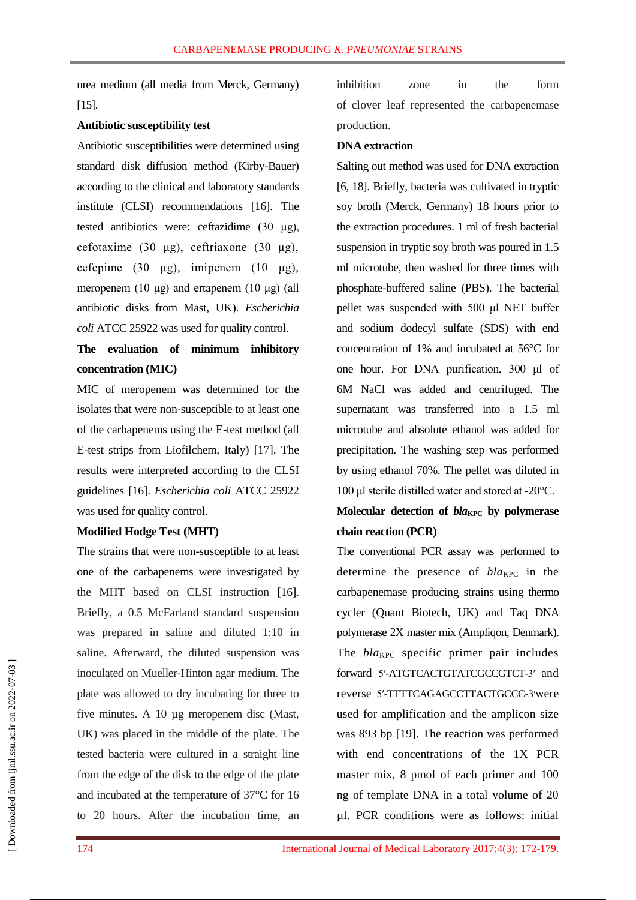urea medium (all media from Merck, Germany) [15].

**Antibiotic susceptibility test**

Antibiotic susceptibilities were determined using standard disk diffusion method (Kirby-Bauer) according to the clinical and laboratory standards institute (CLSI) recommendations [16]. The tested antibiotics were: ceftazidime (30 µg), cefotaxime (30 µg), ceftriaxone (30 µg), cefepime (30 µg), imipenem (10 µg), meropenem (10 µg) and ertapenem (10 µg) (all antibiotic disks from Mast, UK). *Escherichia coli* ATCC 25922 was used for quality control.

**The evaluation of minimum inhibitory concentration (MIC)**

MIC of meropenem was determined for the isolates that were non-susceptible to at least one of the carbapenems using the E-test method (all E-test strips from Liofilchem, Italy) [17]. The results were interpreted according to the CLSI guidelines [16]. *Escherichia coli* ATCC 25922 was used for quality control.

**Modified Hodge Test (MHT)**

The strains that were non-susceptible to at least one of the carbapenems were investigated by the MHT based on CLSI instruction [16]. Briefly, a 0.5 McFarland standard suspension was prepared in saline and diluted 1:10 in saline. Afterward, the diluted suspension was inoculated on Mueller-Hinton agar medium. The plate was allowed to dry incubating for three to five minutes. A 10 µg meropenem disc (Mast, UK) was placed in the middle of the plate. The tested bacteria were cultured in a straight line from the edge of the disk to the edge of the plate and incubated at the temperature of 37°C for 16 to 20 hours. After the incubation time, an inhibition zone in the form of clover leaf represented the carbapenemase production.

**DNA extraction**

Salting out method was used for DNA extraction [6, 18]. Briefly, bacteria was cultivated in tryptic soy broth (Merck, Germany) 18 hours prior to the extraction procedures. 1 ml of fresh bacterial suspension in tryptic soy broth was poured in 1.5 ml microtube, then washed for three times with phosphate-buffered saline (PBS). The bacterial pellet was suspended with 500 µl NET buffer and sodium dodecyl sulfate (SDS) with end concentration of 1% and incubated at 56°C for one hour. For DNA purification, 300 µl of 6M NaCl was added and centrifuged. The supernatant was transferred into a 1.5 ml microtube and absolute ethanol was added for precipitation. The washing step was performed by using ethanol 70%. The pellet was diluted in 100 µl sterile distilled water and stored at -20°C.

**Molecular detection of *bla*$_{KPC}$ by polymerase chain reaction (PCR)**

The conventional PCR assay was performed to determine the presence of *bla*$_{KPC}$ in the carbapenemase producing strains using thermo cycler (Quant Biotech, UK) and Taq DNA polymerase 2X master mix (Ampliqon, Denmark). The *bla*$_{KPC}$ specific primer pair includes forward 5′-ATGTCACTGTATCGCCGTCT-3′ and reverse 5′-TTTTCAGAGCCTTACTGCCC-3′were used for amplification and the amplicon size was 893 bp [19]. The reaction was performed with end concentrations of the 1X PCR master mix, 8 pmol of each primer and 100 ng of template DNA in a total volume of 20 µl. PCR conditions were as follows: initial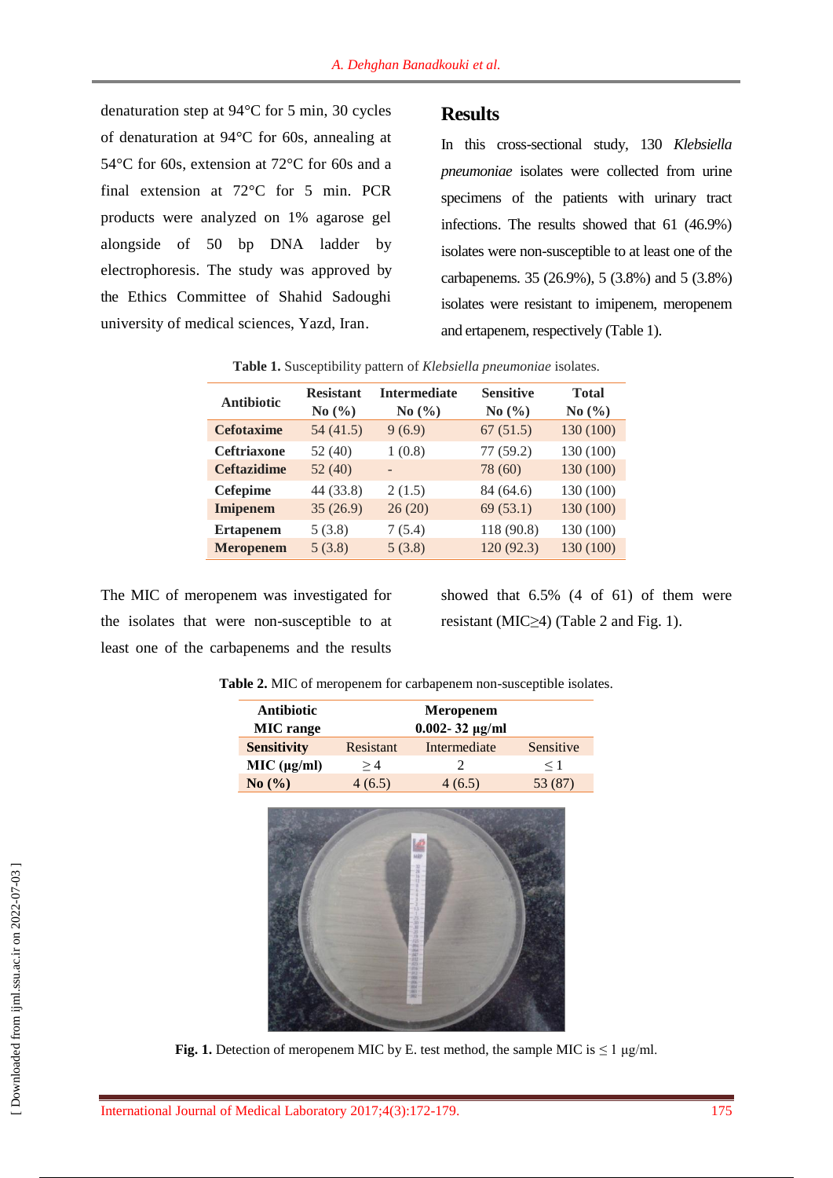denaturation step at 94°C for 5 min, 30 cycles of denaturation at 94°C for 60s, annealing at 54°C for 60s, extension at 72°C for 60s and a final extension at 72°C for 5 min. PCR products were analyzed on 1% agarose gel alongside of 50 bp DNA ladder by electrophoresis. The study was approved by the Ethics Committee of Shahid Sadoughi university of medical sciences, Yazd, Iran.

## Results

In this cross-sectional study, 130 *Klebsiella pneumoniae* isolates were collected from urine specimens of the patients with urinary tract infections. The results showed that 61 (46.9%) isolates were non-susceptible to at least one of the carbapenems. 35 (26.9%), 5 (3.8%) and 5 (3.8%) isolates were resistant to imipenem, meropenem and ertapenem, respectively (Table 1).

**Table 1.** Susceptibility pattern of *Klebsiella pneumoniae* isolates.

| Antibiotic | Resistant No (%) | Intermediate No (%) | Sensitive No (%) | Total No (%) |
|---|---|---|---|---|
| **Cefotaxime** | 54 (41.5) | 9 (6.9) | 67 (51.5) | 130 (100) |
| **Ceftriaxone** | 52 (40) | 1 (0.8) | 77 (59.2) | 130 (100) |
| **Ceftazidime** | 52 (40) | - | 78 (60) | 130 (100) |
| **Cefepime** | 44 (33.8) | 2 (1.5) | 84 (64.6) | 130 (100) |
| **Imipenem** | 35 (26.9) | 26 (20) | 69 (53.1) | 130 (100) |
| **Ertapenem** | 5 (3.8) | 7 (5.4) | 118 (90.8) | 130 (100) |
| **Meropenem** | 5 (3.8) | 5 (3.8) | 120 (92.3) | 130 (100) |

The MIC of meropenem was investigated for the isolates that were non-susceptible to at least one of the carbapenems and the results showed that 6.5% (4 of 61) of them were resistant (MIC≥4) (Table 2 and Fig. 1).

**Table 2.** MIC of meropenem for carbapenem non-susceptible isolates.

| Antibiotic | Meropenem | | |
|---|---|---|---|
| **MIC range** | 0.002- 32 μg/ml | | |
| **Sensitivity** | Resistant | Intermediate | Sensitive |
| **MIC (μg/ml)** | ≥ 4 | 2 | ≤ 1 |
| **No (%)** | 4 (6.5) | 4 (6.5) | 53 (87) |

**Fig. 1.** Detection of meropenem MIC by E. test method, the sample MIC is ≤ 1 μg/ml.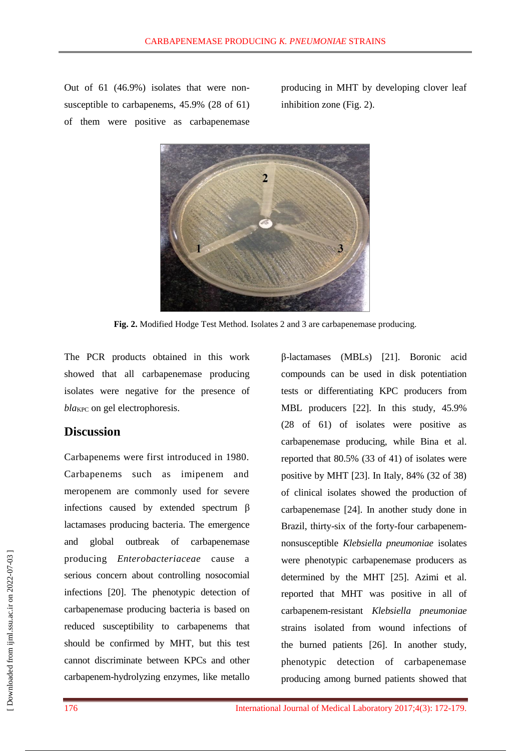Out of 61 (46.9%) isolates that were non-susceptible to carbapenems, 45.9% (28 of 61) of them were positive as carbapenemase producing in MHT by developing clover leaf inhibition zone (Fig. 2).

**Fig. 2.** Modified Hodge Test Method. Isolates 2 and 3 are carbapenemase producing.

The PCR products obtained in this work showed that all carbapenemase producing isolates were negative for the presence of *bla*$_{KPC}$ on gel electrophoresis.

## Discussion

Carbapenems were first introduced in 1980. Carbapenems such as imipenem and meropenem are commonly used for severe infections caused by extended spectrum β lactamases producing bacteria. The emergence and global outbreak of carbapenemase producing *Enterobacteriaceae* cause a serious concern about controlling nosocomial infections [20]. The phenotypic detection of carbapenemase producing bacteria is based on reduced susceptibility to carbapenems that should be confirmed by MHT, but this test cannot discriminate between KPCs and other carbapenem-hydrolyzing enzymes, like metallo β-lactamases (MBLs) [21]. Boronic acid compounds can be used in disk potentiation tests or differentiating KPC producers from MBL producers [22]. In this study, 45.9% (28 of 61) of isolates were positive as carbapenemase producing, while Bina et al. reported that 80.5% (33 of 41) of isolates were positive by MHT [23]. In Italy, 84% (32 of 38) of clinical isolates showed the production of carbapenemase [24]. In another study done in Brazil, thirty-six of the forty-four carbapenem-nonsusceptible *Klebsiella pneumoniae* isolates were phenotypic carbapenemase producers as determined by the MHT [25]. Azimi et al. reported that MHT was positive in all of carbapenem-resistant *Klebsiella pneumoniae* strains isolated from wound infections of the burned patients [26]. In another study, phenotypic detection of carbapenemase producing among burned patients showed that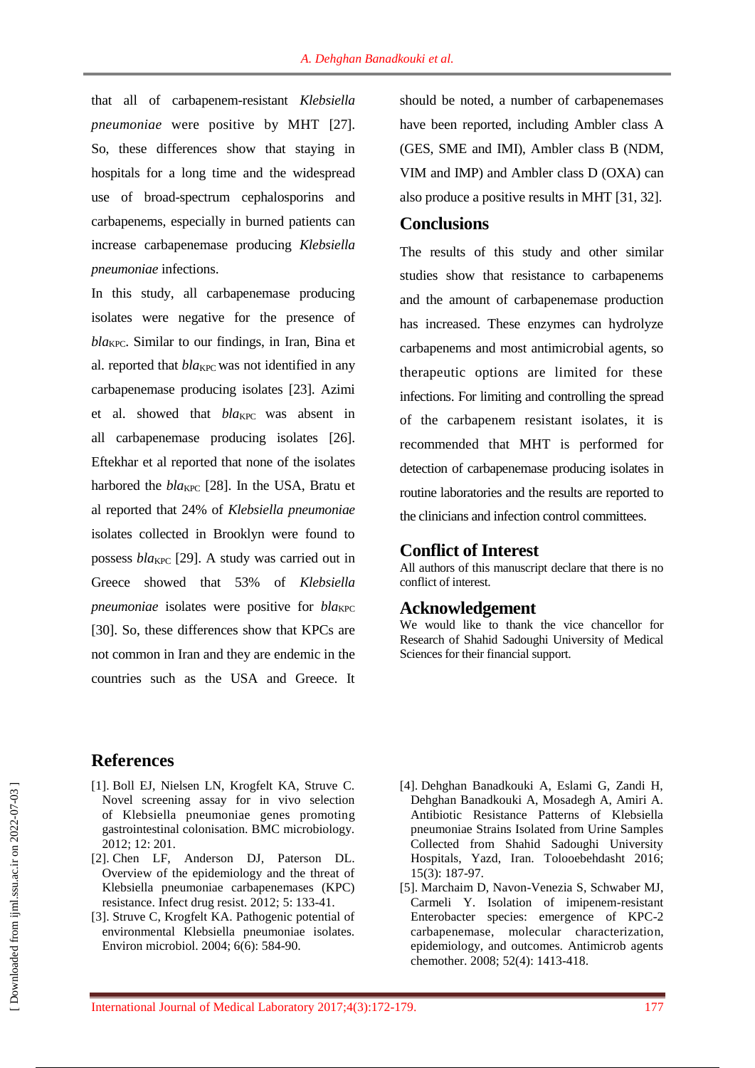that all of carbapenem-resistant *Klebsiella pneumoniae* were positive by MHT [27]. So, these differences show that staying in hospitals for a long time and the widespread use of broad-spectrum cephalosporins and carbapenems, especially in burned patients can increase carbapenemase producing *Klebsiella pneumoniae* infections.

In this study, all carbapenemase producing isolates were negative for the presence of $bla_{KPC}$. Similar to our findings, in Iran, Bina et al. reported that $bla_{KPC}$ was not identified in any carbapenemase producing isolates [23]. Azimi et al. showed that $bla_{KPC}$ was absent in all carbapenemase producing isolates [26]. Eftekhar et al reported that none of the isolates harbored the $bla_{KPC}$ [28]. In the USA, Bratu et al reported that 24% of *Klebsiella pneumoniae* isolates collected in Brooklyn were found to possess $bla_{KPC}$ [29]. A study was carried out in Greece showed that 53% of *Klebsiella pneumoniae* isolates were positive for $bla_{KPC}$ [30]. So, these differences show that KPCs are not common in Iran and they are endemic in the countries such as the USA and Greece. It should be noted, a number of carbapenemases have been reported, including Ambler class A (GES, SME and IMI), Ambler class B (NDM, VIM and IMP) and Ambler class D (OXA) can also produce a positive results in MHT [31, 32].

## Conclusions

The results of this study and other similar studies show that resistance to carbapenems and the amount of carbapenemase production has increased. These enzymes can hydrolyze carbapenems and most antimicrobial agents, so therapeutic options are limited for these infections. For limiting and controlling the spread of the carbapenem resistant isolates, it is recommended that MHT is performed for detection of carbapenemase producing isolates in routine laboratories and the results are reported to the clinicians and infection control committees.

## Conflict of Interest

All authors of this manuscript declare that there is no conflict of interest.

## Acknowledgement

We would like to thank the vice chancellor for Research of Shahid Sadoughi University of Medical Sciences for their financial support.

## References

[1]. Boll EJ, Nielsen LN, Krogfelt KA, Struve C. Novel screening assay for in vivo selection of Klebsiella pneumoniae genes promoting gastrointestinal colonisation. BMC microbiology. 2012; 12: 201.

[2]. Chen LF, Anderson DJ, Paterson DL. Overview of the epidemiology and the threat of Klebsiella pneumoniae carbapenemases (KPC) resistance. Infect drug resist. 2012; 5: 133-41.

[3]. Struve C, Krogfelt KA. Pathogenic potential of environmental Klebsiella pneumoniae isolates. Environ microbiol. 2004; 6(6): 584-90.

[4]. Dehghan Banadkouki A, Eslami G, Zandi H, Dehghan Banadkouki A, Mosadegh A, Amiri A. Antibiotic Resistance Patterns of Klebsiella pneumoniae Strains Isolated from Urine Samples Collected from Shahid Sadoughi University Hospitals, Yazd, Iran. Tolooebehdasht 2016; 15(3): 187-97.

[5]. Marchaim D, Navon-Venezia S, Schwaber MJ, Carmeli Y. Isolation of imipenem-resistant Enterobacter species: emergence of KPC-2 carbapenemase, molecular characterization, epidemiology, and outcomes. Antimicrob agents chemother. 2008; 52(4): 1413-418.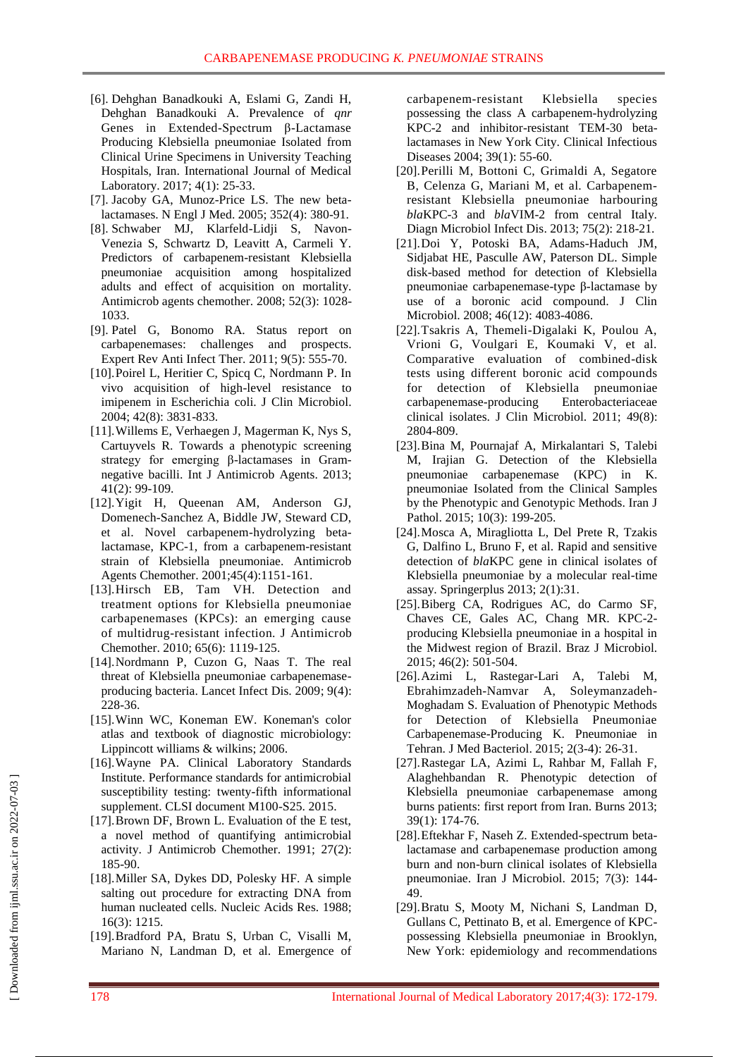[6]. Dehghan Banadkouki A, Eslami G, Zandi H, Dehghan Banadkouki A. Prevalence of *qnr* Genes in Extended-Spectrum β-Lactamase Producing Klebsiella pneumoniae Isolated from Clinical Urine Specimens in University Teaching Hospitals, Iran. International Journal of Medical Laboratory. 2017; 4(1): 25-33.

[7]. Jacoby GA, Munoz-Price LS. The new beta-lactamases. N Engl J Med. 2005; 352(4): 380-91.

[8]. Schwaber MJ, Klarfeld-Lidji S, Navon-Venezia S, Schwartz D, Leavitt A, Carmeli Y. Predictors of carbapenem-resistant Klebsiella pneumoniae acquisition among hospitalized adults and effect of acquisition on mortality. Antimicrob agents chemother. 2008; 52(3): 1028-1033.

[9]. Patel G, Bonomo RA. Status report on carbapenemases: challenges and prospects. Expert Rev Anti Infect Ther. 2011; 9(5): 555-70.

[10]. Poirel L, Heritier C, Spicq C, Nordmann P. In vivo acquisition of high-level resistance to imipenem in Escherichia coli. J Clin Microbiol. 2004; 42(8): 3831-833.

[11]. Willems E, Verhaegen J, Magerman K, Nys S, Cartuyvels R. Towards a phenotypic screening strategy for emerging β-lactamases in Gram-negative bacilli. Int J Antimicrob Agents. 2013; 41(2): 99-109.

[12]. Yigit H, Queenan AM, Anderson GJ, Domenech-Sanchez A, Biddle JW, Steward CD, et al. Novel carbapenem-hydrolyzing beta-lactamase, KPC-1, from a carbapenem-resistant strain of Klebsiella pneumoniae. Antimicrob Agents Chemother. 2001;45(4):1151-161.

[13]. Hirsch EB, Tam VH. Detection and treatment options for Klebsiella pneumoniae carbapenemases (KPCs): an emerging cause of multidrug-resistant infection. J Antimicrob Chemother. 2010; 65(6): 1119-125.

[14]. Nordmann P, Cuzon G, Naas T. The real threat of Klebsiella pneumoniae carbapenemase-producing bacteria. Lancet Infect Dis. 2009; 9(4): 228-36.

[15]. Winn WC, Koneman EW. Koneman's color atlas and textbook of diagnostic microbiology: Lippincott williams & wilkins; 2006.

[16]. Wayne PA. Clinical Laboratory Standards Institute. Performance standards for antimicrobial susceptibility testing: twenty-fifth informational supplement. CLSI document M100-S25. 2015.

[17]. Brown DF, Brown L. Evaluation of the E test, a novel method of quantifying antimicrobial activity. J Antimicrob Chemother. 1991; 27(2): 185-90.

[18]. Miller SA, Dykes DD, Polesky HF. A simple salting out procedure for extracting DNA from human nucleated cells. Nucleic Acids Res. 1988; 16(3): 1215.

[19]. Bradford PA, Bratu S, Urban C, Visalli M, Mariano N, Landman D, et al. Emergence of carbapenem-resistant Klebsiella species possessing the class A carbapenem-hydrolyzing KPC-2 and inhibitor-resistant TEM-30 beta-lactamases in New York City. Clinical Infectious Diseases 2004; 39(1): 55-60.

[20]. Perilli M, Bottoni C, Grimaldi A, Segatore B, Celenza G, Mariani M, et al. Carbapenem-resistant Klebsiella pneumoniae harbouring *bla*KPC-3 and *bla*VIM-2 from central Italy. Diagn Microbiol Infect Dis. 2013; 75(2): 218-21.

[21]. Doi Y, Potoski BA, Adams-Haduch JM, Sidjabat HE, Pasculle AW, Paterson DL. Simple disk-based method for detection of Klebsiella pneumoniae carbapenemase-type β-lactamase by use of a boronic acid compound. J Clin Microbiol. 2008; 46(12): 4083-4086.

[22]. Tsakris A, Themeli-Digalaki K, Poulou A, Vrioni G, Voulgari E, Koumaki V, et al. Comparative evaluation of combined-disk tests using different boronic acid compounds for detection of Klebsiella pneumoniae carbapenemase-producing Enterobacteriaceae clinical isolates. J Clin Microbiol. 2011; 49(8): 2804-809.

[23]. Bina M, Pournajaf A, Mirkalantari S, Talebi M, Irajian G. Detection of the Klebsiella pneumoniae carbapenemase (KPC) in K. pneumoniae Isolated from the Clinical Samples by the Phenotypic and Genotypic Methods. Iran J Pathol. 2015; 10(3): 199-205.

[24]. Mosca A, Miragliotta L, Del Prete R, Tzakis G, Dalfino L, Bruno F, et al. Rapid and sensitive detection of *bla*KPC gene in clinical isolates of Klebsiella pneumoniae by a molecular real-time assay. Springerplus 2013; 2(1):31.

[25]. Biberg CA, Rodrigues AC, do Carmo SF, Chaves CE, Gales AC, Chang MR. KPC-2-producing Klebsiella pneumoniae in a hospital in the Midwest region of Brazil. Braz J Microbiol. 2015; 46(2): 501-504.

[26]. Azimi L, Rastegar-Lari A, Talebi M, Ebrahimzadeh-Namvar A, Soleymanzadeh-Moghadam S. Evaluation of Phenotypic Methods for Detection of Klebsiella Pneumoniae Carbapenemase-Producing K. Pneumoniae in Tehran. J Med Bacteriol. 2015; 2(3-4): 26-31.

[27]. Rastegar LA, Azimi L, Rahbar M, Fallah F, Alaghehbandan R. Phenotypic detection of Klebsiella pneumoniae carbapenemase among burns patients: first report from Iran. Burns 2013; 39(1): 174-76.

[28]. Eftekhar F, Naseh Z. Extended-spectrum beta-lactamase and carbapenemase production among burn and non-burn clinical isolates of Klebsiella pneumoniae. Iran J Microbiol. 2015; 7(3): 144-49.

[29]. Bratu S, Mooty M, Nichani S, Landman D, Gullans C, Pettinato B, et al. Emergence of KPC-possessing Klebsiella pneumoniae in Brooklyn, New York: epidemiology and recommendations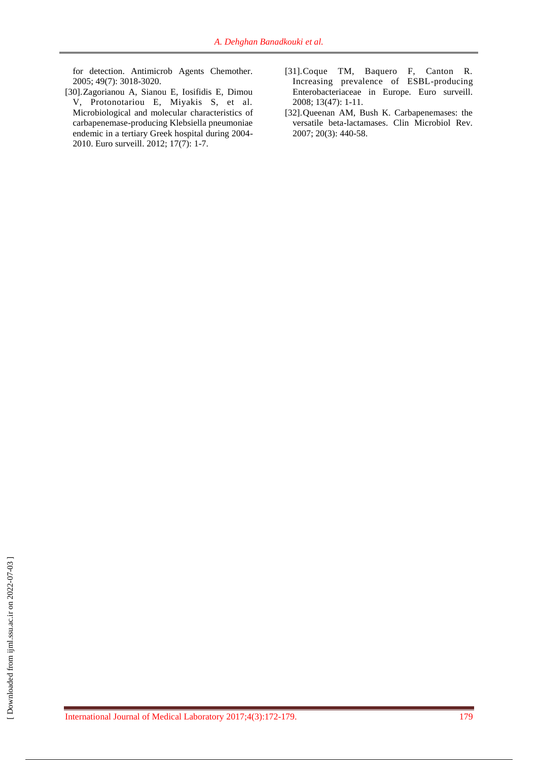for detection. Antimicrob Agents Chemother. 2005; 49(7): 3018-3020.

[30]. Zagorianou A, Sianou E, Iosifidis E, Dimou V, Protonotariou E, Miyakis S, et al. Microbiological and molecular characteristics of carbapenemase-producing Klebsiella pneumoniae endemic in a tertiary Greek hospital during 2004-2010. Euro surveill. 2012; 17(7): 1-7.

[31]. Coque TM, Baquero F, Canton R. Increasing prevalence of ESBL-producing Enterobacteriaceae in Europe. Euro surveill. 2008; 13(47): 1-11.

[32]. Queenan AM, Bush K. Carbapenemases: the versatile beta-lactamases. Clin Microbiol Rev. 2007; 20(3): 440-58.